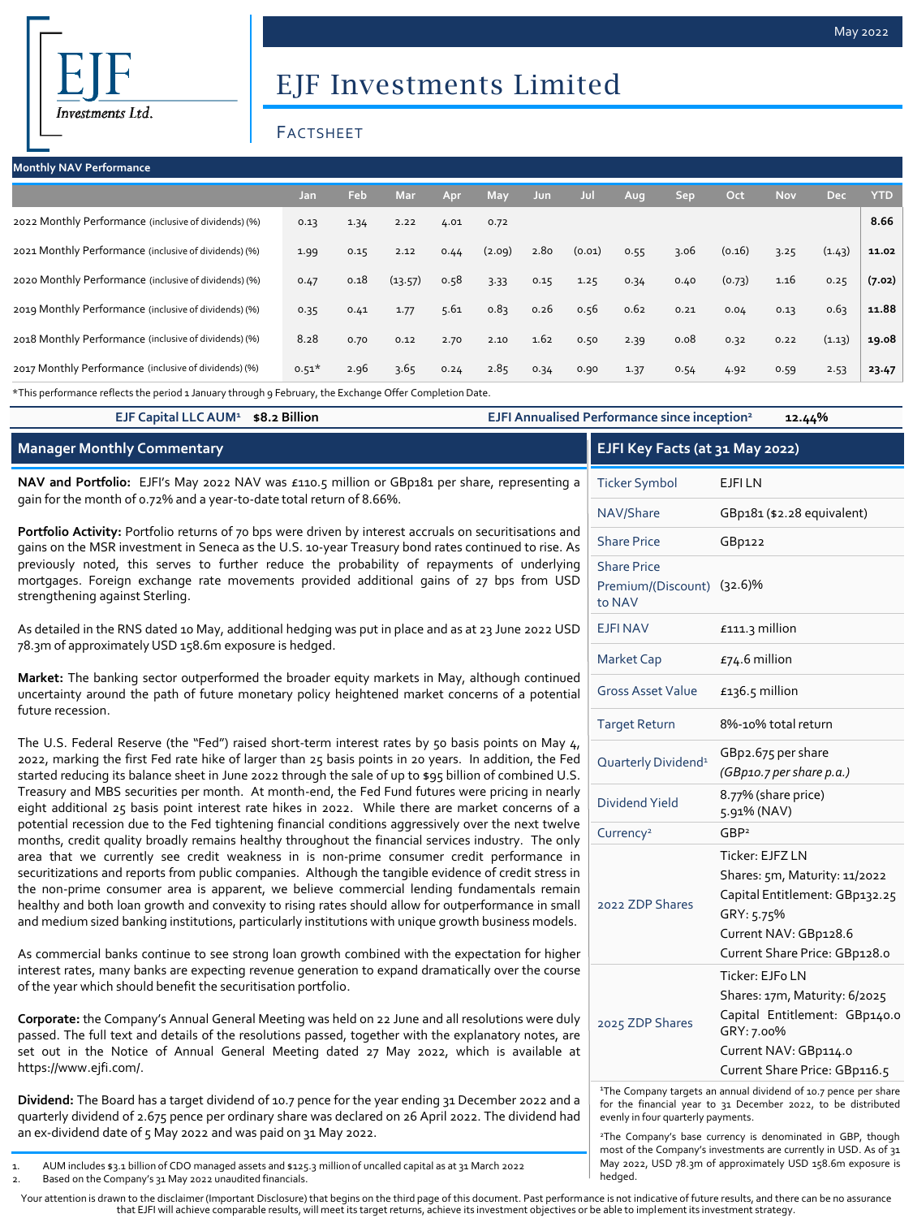# EJF Investments Limited

## FACTSHEET

May 2022

### Monthly NAV Performance

| | Jan | Feb | Mar | Apr | May | Jun | Jul | Aug | Sep | Oct | Nov | Dec | YTD |
|---|---|---|---|---|---|---|---|---|---|---|---|---|---|
| 2022 Monthly Performance (inclusive of dividends) (%) | 0.13 | 1.34 | 2.22 | 4.01 | 0.72 | | | | | | | | **8.66** |
| 2021 Monthly Performance (inclusive of dividends) (%) | 1.99 | 0.15 | 2.12 | 0.44 | (2.09) | 2.80 | (0.01) | 0.55 | 3.06 | (0.16) | 3.25 | (1.43) | **11.02** |
| 2020 Monthly Performance (inclusive of dividends) (%) | 0.47 | 0.18 | (13.57) | 0.58 | 3.33 | 0.15 | 1.25 | 0.34 | 0.40 | (0.73) | 1.16 | 0.25 | **(7.02)** |
| 2019 Monthly Performance (inclusive of dividends) (%) | 0.35 | 0.41 | 1.77 | 5.61 | 0.83 | 0.26 | 0.56 | 0.62 | 0.21 | 0.04 | 0.13 | 0.63 | **11.88** |
| 2018 Monthly Performance (inclusive of dividends) (%) | 8.28 | 0.70 | 0.12 | 2.70 | 2.10 | 1.62 | 0.50 | 2.39 | 0.08 | 0.32 | 0.22 | (1.13) | **19.08** |
| 2017 Monthly Performance (inclusive of dividends) (%) | 0.51* | 2.96 | 3.65 | 0.24 | 2.85 | 0.34 | 0.90 | 1.37 | 0.54 | 4.92 | 0.59 | 2.53 | **23.47** |

*This performance reflects the period 1 January through 9 February, the Exchange Offer Completion Date.

**EJF Capital LLC AUM[1]** **$8.2 Billion** **EJFI Annualised Performance since inception[2]** **12.44%**

### Manager Monthly Commentary

**NAV and Portfolio:** EJFI's May 2022 NAV was £110.5 million or GBp181 per share, representing a gain for the month of 0.72% and a year-to-date total return of 8.66%.

**Portfolio Activity:** Portfolio returns of 70 bps were driven by interest accruals on securitisations and gains on the MSR investment in Seneca as the U.S. 10-year Treasury bond rates continued to rise. As previously noted, this serves to further reduce the probability of repayments of underlying mortgages. Foreign exchange rate movements provided additional gains of 27 bps from USD strengthening against Sterling.

As detailed in the RNS dated 10 May, additional hedging was put in place and as at 23 June 2022 USD 78.3m of approximately USD 158.6m exposure is hedged.

**Market:** The banking sector outperformed the broader equity markets in May, although continued uncertainty around the path of future monetary policy heightened market concerns of a potential future recession.

The U.S. Federal Reserve (the "Fed") raised short-term interest rates by 50 basis points on May 4, 2022, marking the first Fed rate hike of larger than 25 basis points in 20 years. In addition, the Fed started reducing its balance sheet in June 2022 through the sale of up to $95 billion of combined U.S. Treasury and MBS securities per month. At month-end, the Fed Fund futures were pricing in nearly eight additional 25 basis point interest rate hikes in 2022. While there are market concerns of a potential recession due to the Fed tightening financial conditions aggressively over the next twelve months, credit quality broadly remains healthy throughout the financial services industry. The only area that we currently see credit weakness in is non-prime consumer credit performance in securitizations and reports from public companies. Although the tangible evidence of credit stress in the non-prime consumer area is apparent, we believe commercial lending fundamentals remain healthy and both loan growth and convexity to rising rates should allow for outperformance in small and medium sized banking institutions, particularly institutions with unique growth business models.

As commercial banks continue to see strong loan growth combined with the expectation for higher interest rates, many banks are expecting revenue generation to expand dramatically over the course of the year which should benefit the securitisation portfolio.

**Corporate:** the Company's Annual General Meeting was held on 22 June and all resolutions were duly passed. The full text and details of the resolutions passed, together with the explanatory notes, are set out in the Notice of Annual General Meeting dated 27 May 2022, which is available at https://www.ejfi.com/.

**Dividend:** The Board has a target dividend of 10.7 pence for the year ending 31 December 2022 and a quarterly dividend of 2.675 pence per ordinary share was declared on 26 April 2022. The dividend had an ex-dividend date of 5 May 2022 and was paid on 31 May 2022.

1. AUM includes $3.1 billion of CDO managed assets and $125.3 million of uncalled capital as at 31 March 2022
2. Based on the Company's 31 May 2022 unaudited financials.

### EJFI Key Facts (at 31 May 2022)

| | |
|---|---|
| Ticker Symbol | EJFI LN |
| NAV/Share | GBp181 ($2.28 equivalent) |
| Share Price | GBp122 |
| Share Price Premium/(Discount) to NAV | (32.6)% |
| EJFI NAV | £111.3 million |
| Market Cap | £74.6 million |
| Gross Asset Value | £136.5 million |
| Target Return | 8%-10% total return |
| Quarterly Dividend[1] | GBp2.675 per share *(GBp10.7 per share p.a.)* |
| Dividend Yield | 8.77% (share price) 5.91% (NAV) |
| Currency[2] | GBP[2] |
| 2022 ZDP Shares | Ticker: EJFZ LN<br>Shares: 5m, Maturity: 11/2022<br>Capital Entitlement: GBp132.25<br>GRY: 5.75%<br>Current NAV: GBp128.6<br>Current Share Price: GBp128.0 |
| 2025 ZDP Shares | Ticker: EJF0 LN<br>Shares: 17m, Maturity: 6/2025<br>Capital Entitlement: GBp140.0<br>GRY: 7.00%<br>Current NAV: GBp114.0<br>Current Share Price: GBp116.5 |

[1]The Company targets an annual dividend of 10.7 pence per share for the financial year to 31 December 2022, to be distributed evenly in four quarterly payments.

[2]The Company's base currency is denominated in GBP, though most of the Company's investments are currently in USD. As of 31 May 2022, USD 78.3m of approximately USD 158.6m exposure is hedged.

Your attention is drawn to the disclaimer (Important Disclosure) that begins on the third page of this document. Past performance is not indicative of future results, and there can be no assurance that EJFI will achieve comparable results, will meet its target returns, achieve its investment objectives or be able to implement its investment strategy.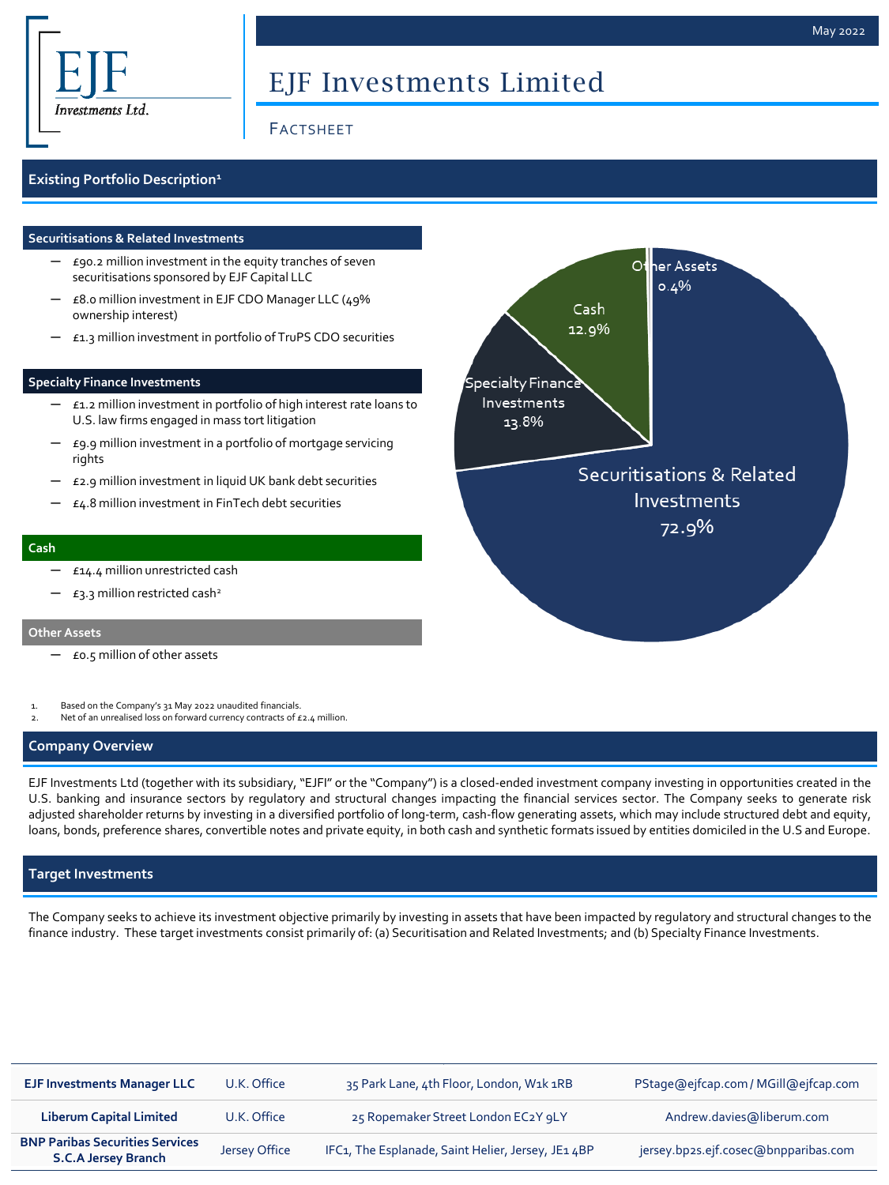May 2022

# EJF Investments Limited

## Factsheet

## Existing Portfolio Description[1]

### Securitisations & Related Investments

- £90.2 million investment in the equity tranches of seven securitisations sponsored by EJF Capital LLC
- £8.0 million investment in EJF CDO Manager LLC (49% ownership interest)
- £1.3 million investment in portfolio of TruPS CDO securities

### Specialty Finance Investments

- £1.2 million investment in portfolio of high interest rate loans to U.S. law firms engaged in mass tort litigation
- £9.9 million investment in a portfolio of mortgage servicing rights
- £2.9 million investment in liquid UK bank debt securities
- £4.8 million investment in FinTech debt securities

### Cash

- £14.4 million unrestricted cash
- £3.3 million restricted cash[2]

### Other Assets

- £0.5 million of other assets

| Category | Share |
|---|---|
| Securitisations & Related Investments | 72.9% |
| Specialty Finance Investments | 13.8% |
| Cash | 12.9% |
| Other Assets | 0.4% |

1. Based on the Company's 31 May 2022 unaudited financials.
2. Net of an unrealised loss on forward currency contracts of £2.4 million.

## Company Overview

EJF Investments Ltd (together with its subsidiary, "EJFI" or the "Company") is a closed-ended investment company investing in opportunities created in the U.S. banking and insurance sectors by regulatory and structural changes impacting the financial services sector. The Company seeks to generate risk adjusted shareholder returns by investing in a diversified portfolio of long-term, cash-flow generating assets, which may include structured debt and equity, loans, bonds, preference shares, convertible notes and private equity, in both cash and synthetic formats issued by entities domiciled in the U.S and Europe.

## Target Investments

The Company seeks to achieve its investment objective primarily by investing in assets that have been impacted by regulatory and structural changes to the finance industry. These target investments consist primarily of: (a) Securitisation and Related Investments; and (b) Specialty Finance Investments.

| | | | |
|---|---|---|---|
| **EJF Investments Manager LLC** | U.K. Office | 35 Park Lane, 4th Floor, London, W1k 1RB | PStage@ejfcap.com / MGill@ejfcap.com |
| **Liberum Capital Limited** | U.K. Office | 25 Ropemaker Street London EC2Y 9LY | Andrew.davies@liberum.com |
| **BNP Paribas Securities Services S.C.A Jersey Branch** | Jersey Office | IFC1, The Esplanade, Saint Helier, Jersey, JE1 4BP | jersey.bp2s.ejf.cosec@bnpparibas.com |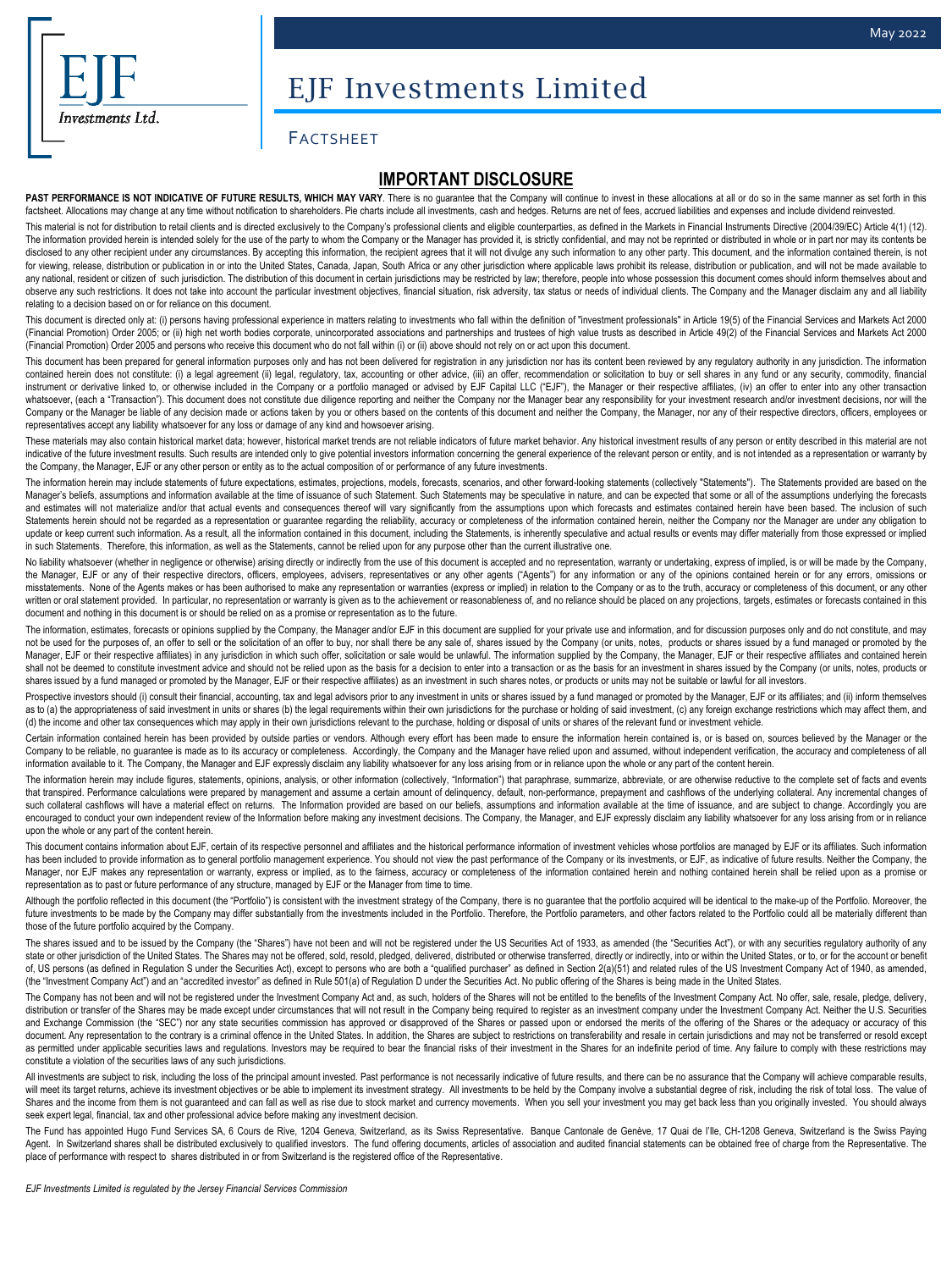# EJF Investments Limited

## Factsheet

## IMPORTANT DISCLOSURE

**PAST PERFORMANCE IS NOT INDICATIVE OF FUTURE RESULTS, WHICH MAY VARY**. There is no guarantee that the Company will continue to invest in these allocations at all or do so in the same manner as set forth in this factsheet. Allocations may change at any time without notification to shareholders. Pie charts include all investments, cash and hedges. Returns are net of fees, accrued liabilities and expenses and include dividend reinvested.

This material is not for distribution to retail clients and is directed exclusively to the Company's professional clients and eligible counterparties, as defined in the Markets in Financial Instruments Directive (2004/39/EC) Article 4(1) (12). The information provided herein is intended solely for the use of the party to whom the Company or the Manager has provided it, is strictly confidential, and may not be reprinted or distributed in whole or in part nor may its contents be disclosed to any other recipient under any circumstances. By accepting this information, the recipient agrees that it will not divulge any such information to any other party. This document, and the information contained therein, is not for viewing, release, distribution or publication in or into the United States, Canada, Japan, South Africa or any other jurisdiction where applicable laws prohibit its release, distribution or publication, and will not be made available to any national, resident or citizen of such jurisdiction. The distribution of this document in certain jurisdictions may be restricted by law; therefore, people into whose possession this document comes should inform themselves about and observe any such restrictions. It does not take into account the particular investment objectives, financial situation, risk adversity, tax status or needs of individual clients. The Company and the Manager disclaim any and all liability relating to a decision based on or for reliance on this document.

This document is directed only at: (i) persons having professional experience in matters relating to investments who fall within the definition of "investment professionals" in Article 19(5) of the Financial Services and Markets Act 2000 (Financial Promotion) Order 2005; or (ii) high net worth bodies corporate, unincorporated associations and partnerships and trustees of high value trusts as described in Article 49(2) of the Financial Services and Markets Act 2000 (Financial Promotion) Order 2005 and persons who receive this document who do not fall within (i) or (ii) above should not rely on or act upon this document.

This document has been prepared for general information purposes only and has not been delivered for registration in any jurisdiction nor has its content been reviewed by any regulatory authority in any jurisdiction. The information contained herein does not constitute: (i) a legal agreement (ii) legal, regulatory, tax, accounting or other advice, (iii) an offer, recommendation or solicitation to buy or sell shares in any fund or any security, commodity, financial instrument or derivative linked to, or otherwise included in the Company or a portfolio managed or advised by EJF Capital LLC ("EJF"), the Manager or their respective affiliates, (iv) an offer to enter into any other transaction whatsoever, (each a "Transaction"). This document does not constitute due diligence reporting and neither the Company nor the Manager bear any responsibility for your investment research and/or investment decisions, nor will the Company or the Manager be liable of any decision made or actions taken by you or others based on the contents of this document and neither the Company, the Manager, nor any of their respective directors, officers, employees or representatives accept any liability whatsoever for any loss or damage of any kind and howsoever arising.

These materials may also contain historical market data; however, historical market trends are not reliable indicators of future market behavior. Any historical investment results of any person or entity described in this material are not indicative of the future investment results. Such results are intended only to give potential investors information concerning the general experience of the relevant person or entity, and is not intended as a representation or warranty by the Company, the Manager, EJF or any other person or entity as to the actual composition of or performance of any future investments.

The information herein may include statements of future expectations, estimates, projections, models, forecasts, scenarios, and other forward-looking statements (collectively "Statements"). The Statements provided are based on the Manager's beliefs, assumptions and information available at the time of issuance of such Statement. Such Statements may be speculative in nature, and can be expected that some or all of the assumptions underlying the forecasts and estimates contained herein will not materialize and/or that actual events and consequences thereof will vary significantly from the assumptions upon which forecasts and estimates contained herein have been based. The inclusion of such Statements herein should not be regarded as a representation or guarantee regarding the reliability, accuracy or completeness of the information contained herein, neither the Company nor the Manager are under any obligation to update or keep current such information. As a result, all the information contained in this document, including the Statements, is inherently speculative and actual results or events may differ materially from those expressed or implied in such Statements. Therefore, this information, as well as the Statements, cannot be relied upon for any purpose other than the current illustrative one.

No liability whatsoever (whether in negligence or otherwise) arising directly or indirectly from the use of this document is accepted and no representation, warranty or undertaking, express of implied, is or will be made by the Company, the Manager, EJF or any of their respective directors, officers, employees, advisers, representatives or any other agents ("Agents") for any information or any of the opinions contained herein or for any errors, omissions or misstatements. None of the Agents makes or has been authorised to make any representation or warranties (express or implied) in relation to the Company or as to the truth, accuracy or completeness of this document, or any other written or oral statement provided. In particular, no representation or warranty is given as to the achievement or reasonableness of, and no reliance should be placed on any projections, targets, estimates or forecasts contained in this document and nothing in this document is or should be relied on as a promise or representation as to the future.

The information, estimates, forecasts or opinions supplied by the Company, the Manager and/or EJF in this document are supplied for your private use and information, and for discussion purposes only and do not constitute, and may not be used for the purposes of, an offer to sell or the solicitation of an offer to buy, nor shall there be any sale of, shares issued by the Company (or units, notes, products or shares issued by a fund managed or promoted by the Manager, EJF or their respective affiliates) in any jurisdiction in which such offer, solicitation or sale would be unlawful. The information supplied by the Company, the Manager, EJF or their respective affiliates and contained herein shall not be deemed to constitute investment advice and should not be relied upon as the basis for a decision to enter into a transaction or as the basis for an investment in shares issued by the Company (or units, notes, products or shares issued by a fund managed or promoted by the Manager, EJF or their respective affiliates) as an investment in such shares notes, or products or units may not be suitable or lawful for all investors.

Prospective investors should (i) consult their financial, accounting, tax and legal advisors prior to any investment in units or shares issued by a fund managed or promoted by the Manager, EJF or its affiliates; and (ii) inform themselves as to (a) the appropriateness of said investment in units or shares (b) the legal requirements within their own jurisdictions for the purchase or holding of said investment, (c) any foreign exchange restrictions which may affect them, and (d) the income and other tax consequences which may apply in their own jurisdictions relevant to the purchase, holding or disposal of units or shares of the relevant fund or investment vehicle.

Certain information contained herein has been provided by outside parties or vendors. Although every effort has been made to ensure the information herein contained is, or is based on, sources believed by the Manager or the Company to be reliable, no guarantee is made as to its accuracy or completeness. Accordingly, the Company and the Manager have relied upon and assumed, without independent verification, the accuracy and completeness of all information available to it. The Company, the Manager and EJF expressly disclaim any liability whatsoever for any loss arising from or in reliance upon the whole or any part of the content herein.

The information herein may include figures, statements, opinions, analysis, or other information (collectively, "Information") that paraphrase, summarize, abbreviate, or are otherwise reductive to the complete set of facts and events that transpired. Performance calculations were prepared by management and assume a certain amount of delinquency, default, non-performance, prepayment and cashflows of the underlying collateral. Any incremental changes of such collateral cashflows will have a material effect on returns. The Information provided are based on our beliefs, assumptions and information available at the time of issuance, and are subject to change. Accordingly you are encouraged to conduct your own independent review of the Information before making any investment decisions. The Company, the Manager, and EJF expressly disclaim any liability whatsoever for any loss arising from or in reliance upon the whole or any part of the content herein.

This document contains information about EJF, certain of its respective personnel and affiliates and the historical performance information of investment vehicles whose portfolios are managed by EJF or its affiliates. Such information has been included to provide information as to general portfolio management experience. You should not view the past performance of the Company or its investments, or EJF, as indicative of future results. Neither the Company, the Manager, nor EJF makes any representation or warranty, express or implied, as to the fairness, accuracy or completeness of the information contained herein and nothing contained herein shall be relied upon as a promise or representation as to past or future performance of any structure, managed by EJF or the Manager from time to time.

Although the portfolio reflected in this document (the "Portfolio") is consistent with the investment strategy of the Company, there is no guarantee that the portfolio acquired will be identical to the make-up of the Portfolio. Moreover, the future investments to be made by the Company may differ substantially from the investments included in the Portfolio. Therefore, the Portfolio parameters, and other factors related to the Portfolio could all be materially different than those of the future portfolio acquired by the Company.

The shares issued and to be issued by the Company (the "Shares") have not been and will not be registered under the US Securities Act of 1933, as amended (the "Securities Act"), or with any securities regulatory authority of any state or other jurisdiction of the United States. The Shares may not be offered, sold, resold, pledged, delivered, distributed or otherwise transferred, directly or indirectly, into or within the United States, or to, or for the account or benefit of, US persons (as defined in Regulation S under the Securities Act), except to persons who are both a "qualified purchaser" as defined in Section 2(a)(51) and related rules of the US Investment Company Act of 1940, as amended, (the "Investment Company Act") and an "accredited investor" as defined in Rule 501(a) of Regulation D under the Securities Act. No public offering of the Shares is being made in the United States.

The Company has not been and will not be registered under the Investment Company Act and, as such, holders of the Shares will not be entitled to the benefits of the Investment Company Act. No offer, sale, resale, pledge, delivery, distribution or transfer of the Shares may be made except under circumstances that will not result in the Company being required to register as an investment company under the Investment Company Act. Neither the U.S. Securities and Exchange Commission (the "SEC") nor any state securities commission has approved or disapproved of the Shares or passed upon or endorsed the merits of the offering of the Shares or the adequacy or accuracy of this document. Any representation to the contrary is a criminal offence in the United States. In addition, the Shares are subject to restrictions on transferability and resale in certain jurisdictions and may not be transferred or resold except as permitted under applicable securities laws and regulations. Investors may be required to bear the financial risks of their investment in the Shares for an indefinite period of time. Any failure to comply with these restrictions may constitute a violation of the securities laws of any such jurisdictions.

All investments are subject to risk, including the loss of the principal amount invested. Past performance is not necessarily indicative of future results, and there can be no assurance that the Company will achieve comparable results, will meet its target returns, achieve its investment objectives or be able to implement its investment strategy. All investments to be held by the Company involve a substantial degree of risk, including the risk of total loss. The value of Shares and the income from them is not guaranteed and can fall as well as rise due to stock market and currency movements. When you sell your investment you may get back less than you originally invested. You should always seek expert legal, financial, tax and other professional advice before making any investment decision.

The Fund has appointed Hugo Fund Services SA, 6 Cours de Rive, 1204 Geneva, Switzerland, as its Swiss Representative. Banque Cantonale de Genève, 17 Quai de l'Ile, CH-1208 Geneva, Switzerland is the Swiss Paying Agent. In Switzerland shares shall be distributed exclusively to qualified investors. The fund offering documents, articles of association and audited financial statements can be obtained free of charge from the Representative. The place of performance with respect to shares distributed in or from Switzerland is the registered office of the Representative.

*EJF Investments Limited is regulated by the Jersey Financial Services Commission*